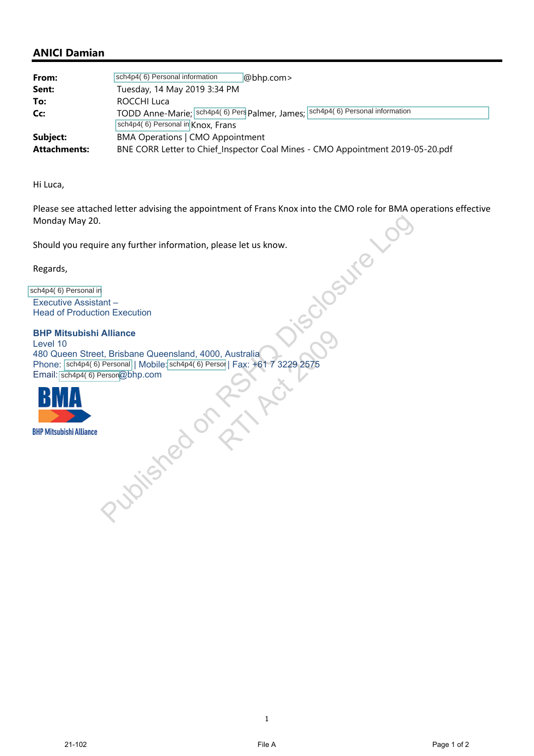## ANICI Damian

| | |
|---|---|
| **From:** | sch4p4( 6) Personal information @bhp.com> |
| **Sent:** | Tuesday, 14 May 2019 3:34 PM |
| **To:** | ROCCHI Luca |
| **Cc:** | TODD Anne-Marie; sch4p4( 6) Pers Palmer, James; sch4p4( 6) Personal information sch4p4( 6) Personal in Knox, Frans |
| **Subject:** | BMA Operations \| CMO Appointment |
| **Attachments:** | BNE CORR Letter to Chief_Inspector Coal Mines - CMO Appointment 2019-05-20.pdf |

Hi Luca,

Please see attached letter advising the appointment of Frans Knox into the CMO role for BMA operations effective Monday May 20.

Should you require any further information, please let us know.

Regards,

sch4p4( 6) Personal in
Executive Assistant –
Head of Production Execution

**BHP Mitsubishi Alliance**
Level 10
480 Queen Street, Brisbane Queensland, 4000, Australia
Phone: sch4p4( 6) Personal | Mobile: sch4p4( 6) Person | Fax: +61 7 3229 2575
Email: sch4p4( 6) Person@bhp.com

BMA
BHP Mitsubishi Alliance

Published on RSHQ Disclosure Log
RTI Act 2009

21-102 File A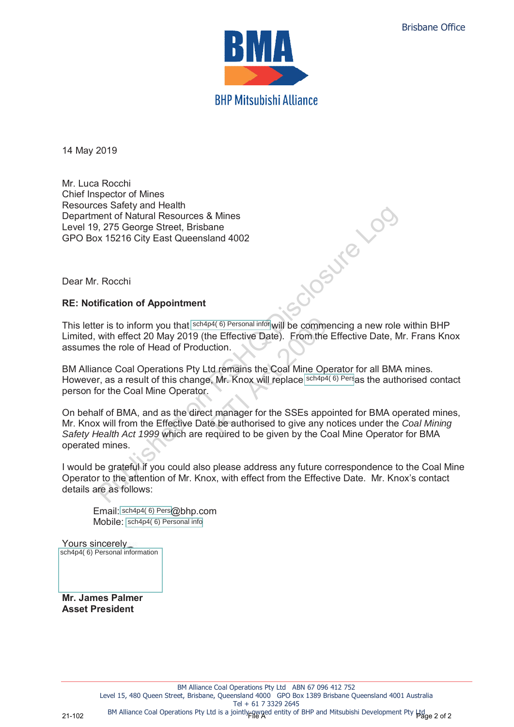Brisbane Office

BMA

BHP Mitsubishi Alliance

14 May 2019

Mr. Luca Rocchi
Chief Inspector of Mines
Resources Safety and Health
Department of Natural Resources & Mines
Level 19, 275 George Street, Brisbane
GPO Box 15216 City East Queensland 4002

Dear Mr. Rocchi

**RE: Notification of Appointment**

This letter is to inform you that sch4p4( 6) Personal infor will be commencing a new role within BHP Limited, with effect 20 May 2019 (the Effective Date). From the Effective Date, Mr. Frans Knox assumes the role of Head of Production.

BM Alliance Coal Operations Pty Ltd remains the Coal Mine Operator for all BMA mines. However, as a result of this change, Mr. Knox will replace sch4p4( 6) Pers as the authorised contact person for the Coal Mine Operator.

On behalf of BMA, and as the direct manager for the SSEs appointed for BMA operated mines, Mr. Knox will from the Effective Date be authorised to give any notices under the *Coal Mining Safety Health Act 1999* which are required to be given by the Coal Mine Operator for BMA operated mines.

I would be grateful if you could also please address any future correspondence to the Coal Mine Operator to the attention of Mr. Knox, with effect from the Effective Date. Mr. Knox's contact details are as follows:

Email: sch4p4( 6) Pers@bhp.com
Mobile: sch4p4( 6) Personal info

Yours sincerely

sch4p4( 6) Personal information

**Mr. James Palmer**
**Asset President**

BM Alliance Coal Operations Pty Ltd ABN 67 096 412 752
Level 15, 480 Queen Street, Brisbane, Queensland 4000 GPO Box 1389 Brisbane Queensland 4001 Australia
Tel + 61 7 3329 2645
BM Alliance Coal Operations Pty Ltd is a jointly-owned entity of BHP and Mitsubishi Development Pty Ltd